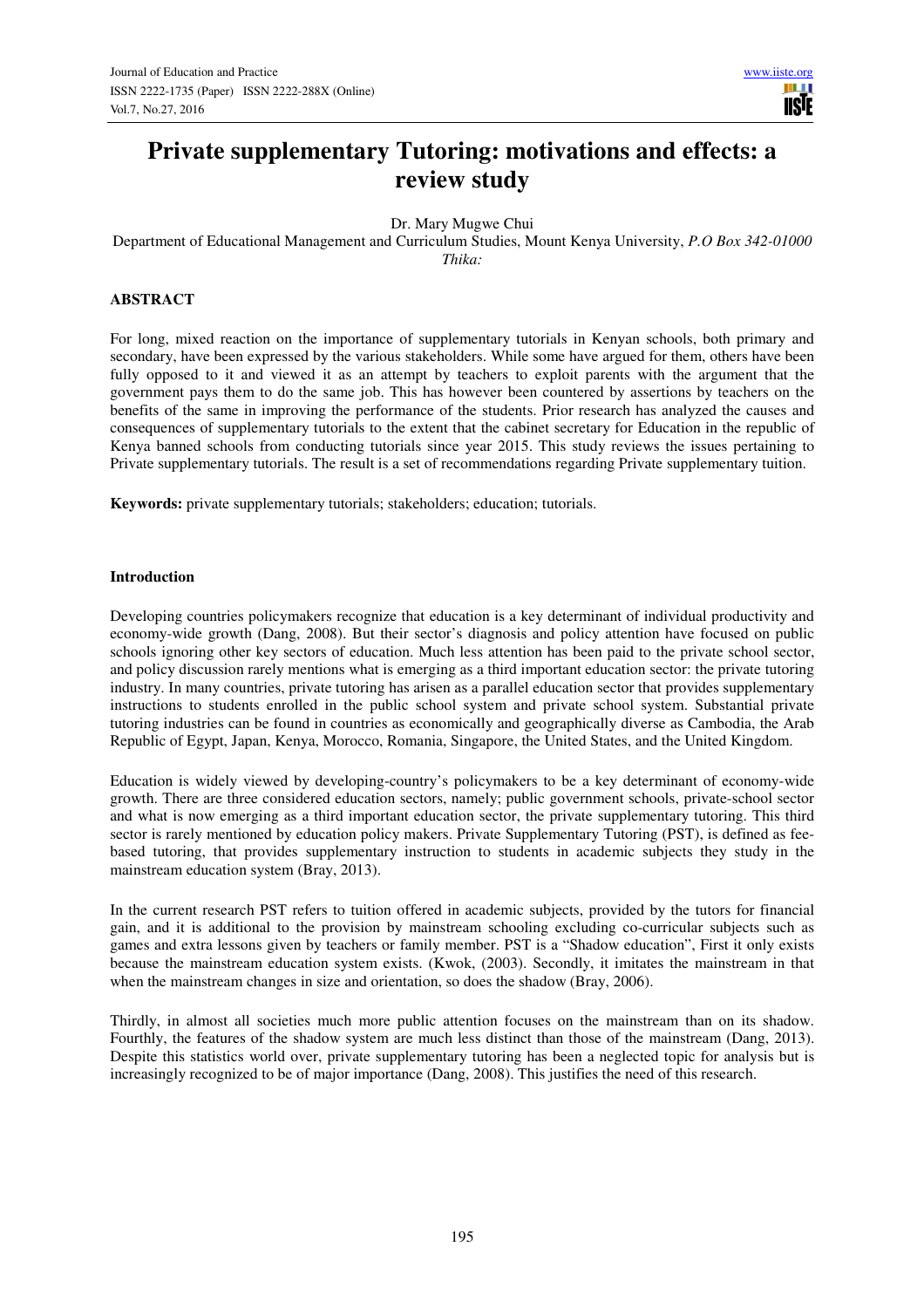# Private supplementary Tutoring: motivations and effects: a review study

Dr. Mary Mugwe Chui

Department of Educational Management and Curriculum Studies, Mount Kenya University, *P.O Box 342-01000 Thika:*

## ABSTRACT

For long, mixed reaction on the importance of supplementary tutorials in Kenyan schools, both primary and secondary, have been expressed by the various stakeholders. While some have argued for them, others have been fully opposed to it and viewed it as an attempt by teachers to exploit parents with the argument that the government pays them to do the same job. This has however been countered by assertions by teachers on the benefits of the same in improving the performance of the students. Prior research has analyzed the causes and consequences of supplementary tutorials to the extent that the cabinet secretary for Education in the republic of Kenya banned schools from conducting tutorials since year 2015. This study reviews the issues pertaining to Private supplementary tutorials. The result is a set of recommendations regarding Private supplementary tuition.

**Keywords:** private supplementary tutorials; stakeholders; education; tutorials.

## Introduction

Developing countries policymakers recognize that education is a key determinant of individual productivity and economy-wide growth (Dang, 2008). But their sector's diagnosis and policy attention have focused on public schools ignoring other key sectors of education. Much less attention has been paid to the private school sector, and policy discussion rarely mentions what is emerging as a third important education sector: the private tutoring industry. In many countries, private tutoring has arisen as a parallel education sector that provides supplementary instructions to students enrolled in the public school system and private school system. Substantial private tutoring industries can be found in countries as economically and geographically diverse as Cambodia, the Arab Republic of Egypt, Japan, Kenya, Morocco, Romania, Singapore, the United States, and the United Kingdom.

Education is widely viewed by developing-country's policymakers to be a key determinant of economy-wide growth. There are three considered education sectors, namely; public government schools, private-school sector and what is now emerging as a third important education sector, the private supplementary tutoring. This third sector is rarely mentioned by education policy makers. Private Supplementary Tutoring (PST), is defined as fee-based tutoring, that provides supplementary instruction to students in academic subjects they study in the mainstream education system (Bray, 2013).

In the current research PST refers to tuition offered in academic subjects, provided by the tutors for financial gain, and it is additional to the provision by mainstream schooling excluding co-curricular subjects such as games and extra lessons given by teachers or family member. PST is a "Shadow education", First it only exists because the mainstream education system exists. (Kwok, (2003). Secondly, it imitates the mainstream in that when the mainstream changes in size and orientation, so does the shadow (Bray, 2006).

Thirdly, in almost all societies much more public attention focuses on the mainstream than on its shadow. Fourthly, the features of the shadow system are much less distinct than those of the mainstream (Dang, 2013). Despite this statistics world over, private supplementary tutoring has been a neglected topic for analysis but is increasingly recognized to be of major importance (Dang, 2008). This justifies the need of this research.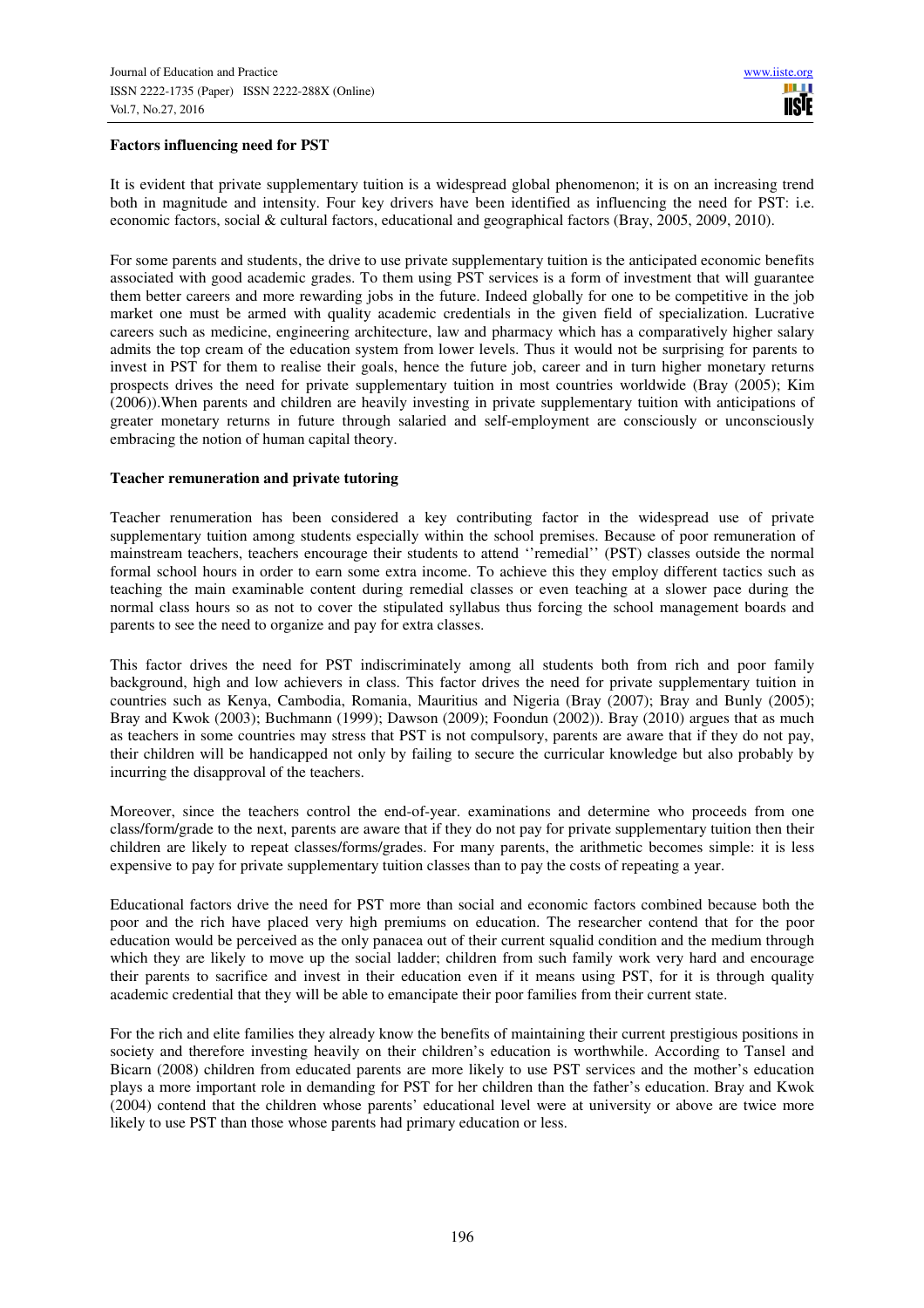**Factors influencing need for PST**

It is evident that private supplementary tuition is a widespread global phenomenon; it is on an increasing trend both in magnitude and intensity. Four key drivers have been identified as influencing the need for PST: i.e. economic factors, social & cultural factors, educational and geographical factors (Bray, 2005, 2009, 2010).

For some parents and students, the drive to use private supplementary tuition is the anticipated economic benefits associated with good academic grades. To them using PST services is a form of investment that will guarantee them better careers and more rewarding jobs in the future. Indeed globally for one to be competitive in the job market one must be armed with quality academic credentials in the given field of specialization. Lucrative careers such as medicine, engineering architecture, law and pharmacy which has a comparatively higher salary admits the top cream of the education system from lower levels. Thus it would not be surprising for parents to invest in PST for them to realise their goals, hence the future job, career and in turn higher monetary returns prospects drives the need for private supplementary tuition in most countries worldwide (Bray (2005); Kim (2006)).When parents and children are heavily investing in private supplementary tuition with anticipations of greater monetary returns in future through salaried and self-employment are consciously or unconsciously embracing the notion of human capital theory.

**Teacher remuneration and private tutoring**

Teacher renumeration has been considered a key contributing factor in the widespread use of private supplementary tuition among students especially within the school premises. Because of poor remuneration of mainstream teachers, teachers encourage their students to attend ''remedial'' (PST) classes outside the normal formal school hours in order to earn some extra income. To achieve this they employ different tactics such as teaching the main examinable content during remedial classes or even teaching at a slower pace during the normal class hours so as not to cover the stipulated syllabus thus forcing the school management boards and parents to see the need to organize and pay for extra classes.

This factor drives the need for PST indiscriminately among all students both from rich and poor family background, high and low achievers in class. This factor drives the need for private supplementary tuition in countries such as Kenya, Cambodia, Romania, Mauritius and Nigeria (Bray (2007); Bray and Bunly (2005); Bray and Kwok (2003); Buchmann (1999); Dawson (2009); Foondun (2002)). Bray (2010) argues that as much as teachers in some countries may stress that PST is not compulsory, parents are aware that if they do not pay, their children will be handicapped not only by failing to secure the curricular knowledge but also probably by incurring the disapproval of the teachers.

Moreover, since the teachers control the end-of-year. examinations and determine who proceeds from one class/form/grade to the next, parents are aware that if they do not pay for private supplementary tuition then their children are likely to repeat classes/forms/grades. For many parents, the arithmetic becomes simple: it is less expensive to pay for private supplementary tuition classes than to pay the costs of repeating a year.

Educational factors drive the need for PST more than social and economic factors combined because both the poor and the rich have placed very high premiums on education. The researcher contend that for the poor education would be perceived as the only panacea out of their current squalid condition and the medium through which they are likely to move up the social ladder; children from such family work very hard and encourage their parents to sacrifice and invest in their education even if it means using PST, for it is through quality academic credential that they will be able to emancipate their poor families from their current state.

For the rich and elite families they already know the benefits of maintaining their current prestigious positions in society and therefore investing heavily on their children's education is worthwhile. According to Tansel and Bicarn (2008) children from educated parents are more likely to use PST services and the mother's education plays a more important role in demanding for PST for her children than the father's education. Bray and Kwok (2004) contend that the children whose parents' educational level were at university or above are twice more likely to use PST than those whose parents had primary education or less.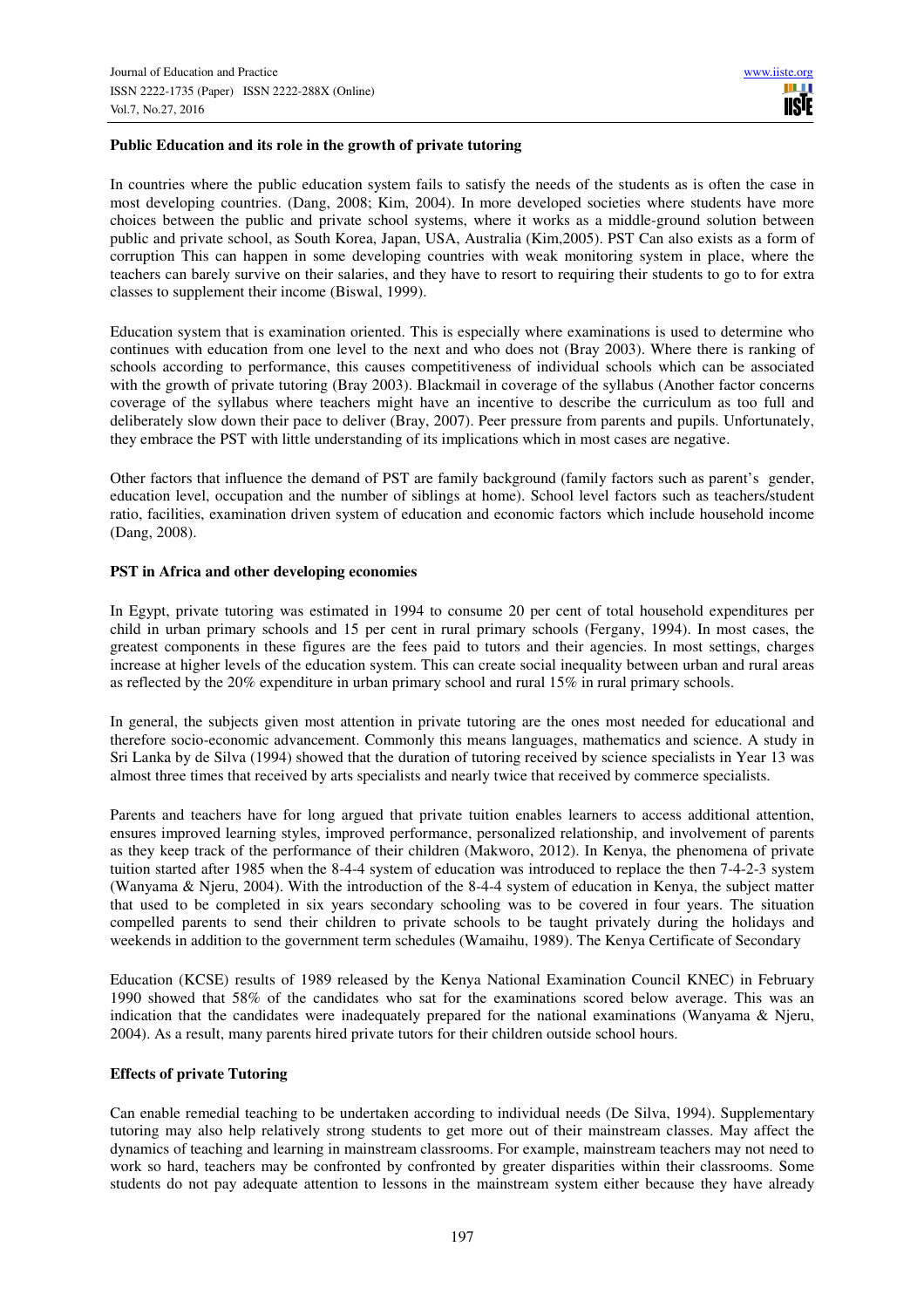**Public Education and its role in the growth of private tutoring**

In countries where the public education system fails to satisfy the needs of the students as is often the case in most developing countries. (Dang, 2008; Kim, 2004). In more developed societies where students have more choices between the public and private school systems, where it works as a middle-ground solution between public and private school, as South Korea, Japan, USA, Australia (Kim,2005). PST Can also exists as a form of corruption This can happen in some developing countries with weak monitoring system in place, where the teachers can barely survive on their salaries, and they have to resort to requiring their students to go to for extra classes to supplement their income (Biswal, 1999).

Education system that is examination oriented. This is especially where examinations is used to determine who continues with education from one level to the next and who does not (Bray 2003). Where there is ranking of schools according to performance, this causes competitiveness of individual schools which can be associated with the growth of private tutoring (Bray 2003). Blackmail in coverage of the syllabus (Another factor concerns coverage of the syllabus where teachers might have an incentive to describe the curriculum as too full and deliberately slow down their pace to deliver (Bray, 2007). Peer pressure from parents and pupils. Unfortunately, they embrace the PST with little understanding of its implications which in most cases are negative.

Other factors that influence the demand of PST are family background (family factors such as parent's gender, education level, occupation and the number of siblings at home). School level factors such as teachers/student ratio, facilities, examination driven system of education and economic factors which include household income (Dang, 2008).

**PST in Africa and other developing economies**

In Egypt, private tutoring was estimated in 1994 to consume 20 per cent of total household expenditures per child in urban primary schools and 15 per cent in rural primary schools (Fergany, 1994). In most cases, the greatest components in these figures are the fees paid to tutors and their agencies. In most settings, charges increase at higher levels of the education system. This can create social inequality between urban and rural areas as reflected by the 20% expenditure in urban primary school and rural 15% in rural primary schools.

In general, the subjects given most attention in private tutoring are the ones most needed for educational and therefore socio-economic advancement. Commonly this means languages, mathematics and science. A study in Sri Lanka by de Silva (1994) showed that the duration of tutoring received by science specialists in Year 13 was almost three times that received by arts specialists and nearly twice that received by commerce specialists.

Parents and teachers have for long argued that private tuition enables learners to access additional attention, ensures improved learning styles, improved performance, personalized relationship, and involvement of parents as they keep track of the performance of their children (Makworo, 2012). In Kenya, the phenomena of private tuition started after 1985 when the 8-4-4 system of education was introduced to replace the then 7-4-2-3 system (Wanyama & Njeru, 2004). With the introduction of the 8-4-4 system of education in Kenya, the subject matter that used to be completed in six years secondary schooling was to be covered in four years. The situation compelled parents to send their children to private schools to be taught privately during the holidays and weekends in addition to the government term schedules (Wamaihu, 1989). The Kenya Certificate of Secondary

Education (KCSE) results of 1989 released by the Kenya National Examination Council KNEC) in February 1990 showed that 58% of the candidates who sat for the examinations scored below average. This was an indication that the candidates were inadequately prepared for the national examinations (Wanyama & Njeru, 2004). As a result, many parents hired private tutors for their children outside school hours.

**Effects of private Tutoring**

Can enable remedial teaching to be undertaken according to individual needs (De Silva, 1994). Supplementary tutoring may also help relatively strong students to get more out of their mainstream classes. May affect the dynamics of teaching and learning in mainstream classrooms. For example, mainstream teachers may not need to work so hard, teachers may be confronted by confronted by greater disparities within their classrooms. Some students do not pay adequate attention to lessons in the mainstream system either because they have already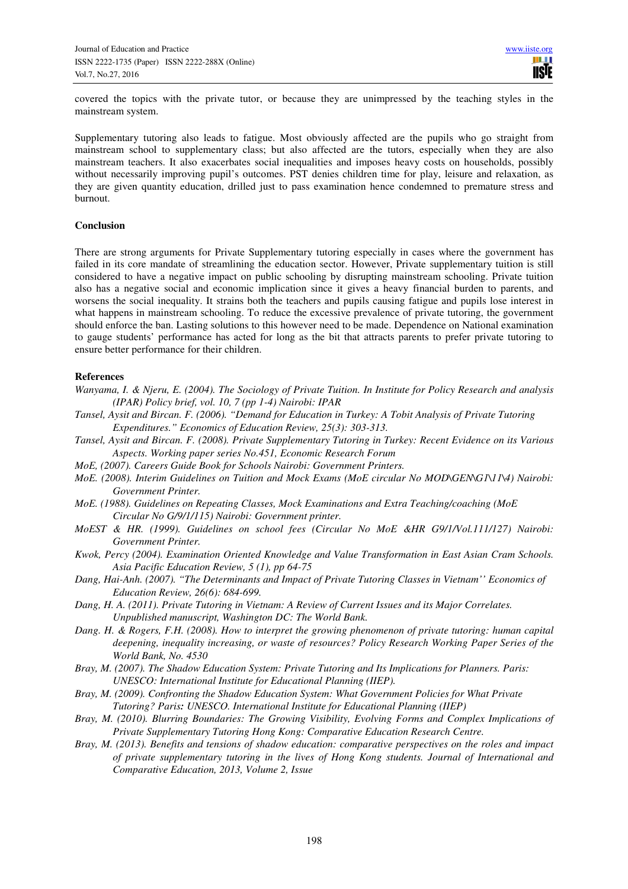covered the topics with the private tutor, or because they are unimpressed by the teaching styles in the mainstream system.

Supplementary tutoring also leads to fatigue. Most obviously affected are the pupils who go straight from mainstream school to supplementary class; but also affected are the tutors, especially when they are also mainstream teachers. It also exacerbates social inequalities and imposes heavy costs on households, possibly without necessarily improving pupil's outcomes. PST denies children time for play, leisure and relaxation, as they are given quantity education, drilled just to pass examination hence condemned to premature stress and burnout.

## Conclusion

There are strong arguments for Private Supplementary tutoring especially in cases where the government has failed in its core mandate of streamlining the education sector. However, Private supplementary tuition is still considered to have a negative impact on public schooling by disrupting mainstream schooling. Private tuition also has a negative social and economic implication since it gives a heavy financial burden to parents, and worsens the social inequality. It strains both the teachers and pupils causing fatigue and pupils lose interest in what happens in mainstream schooling. To reduce the excessive prevalence of private tutoring, the government should enforce the ban. Lasting solutions to this however need to be made. Dependence on National examination to gauge students' performance has acted for long as the bit that attracts parents to prefer private tutoring to ensure better performance for their children.

## References

*Wanyama, I. & Njeru, E. (2004). The Sociology of Private Tuition. In Institute for Policy Research and analysis (IPAR) Policy brief, vol. 10, 7 (pp 1-4) Nairobi: IPAR*

*Tansel, Aysit and Bircan. F. (2006). "Demand for Education in Turkey: A Tobit Analysis of Private Tutoring Expenditures." Economics of Education Review, 25(3): 303-313.*

*Tansel, Aysit and Bircan. F. (2008). Private Supplementary Tutoring in Turkey: Recent Evidence on its Various Aspects. Working paper series No.451, Economic Research Forum*

*MoE, (2007). Careers Guide Book for Schools Nairobi: Government Printers.*

*MoE. (2008). Interim Guidelines on Tuition and Mock Exams (MoE circular No MOD\GEN\G1\11\4) Nairobi: Government Printer.*

*MoE. (1988). Guidelines on Repeating Classes, Mock Examinations and Extra Teaching/coaching (MoE Circular No G/9/1/115) Nairobi: Government printer.*

*MoEST & HR. (1999). Guidelines on school fees (Circular No MoE &HR G9/1/Vol.111/127) Nairobi: Government Printer.*

*Kwok, Percy (2004). Examination Oriented Knowledge and Value Transformation in East Asian Cram Schools. Asia Pacific Education Review, 5 (1), pp 64-75*

*Dang, Hai-Anh. (2007). "The Determinants and Impact of Private Tutoring Classes in Vietnam'' Economics of Education Review, 26(6): 684-699.*

*Dang, H. A. (2011). Private Tutoring in Vietnam: A Review of Current Issues and its Major Correlates. Unpublished manuscript, Washington DC: The World Bank.*

*Dang. H. & Rogers, F.H. (2008). How to interpret the growing phenomenon of private tutoring: human capital deepening, inequality increasing, or waste of resources? Policy Research Working Paper Series of the World Bank, No. 4530*

*Bray, M. (2007). The Shadow Education System: Private Tutoring and Its Implications for Planners. Paris: UNESCO: International Institute for Educational Planning (IIEP).*

*Bray, M. (2009). Confronting the Shadow Education System: What Government Policies for What Private Tutoring? Paris: UNESCO. International Institute for Educational Planning (IIEP)*

*Bray, M. (2010). Blurring Boundaries: The Growing Visibility, Evolving Forms and Complex Implications of Private Supplementary Tutoring Hong Kong: Comparative Education Research Centre.*

*Bray, M. (2013). Benefits and tensions of shadow education: comparative perspectives on the roles and impact of private supplementary tutoring in the lives of Hong Kong students. Journal of International and Comparative Education, 2013, Volume 2, Issue*